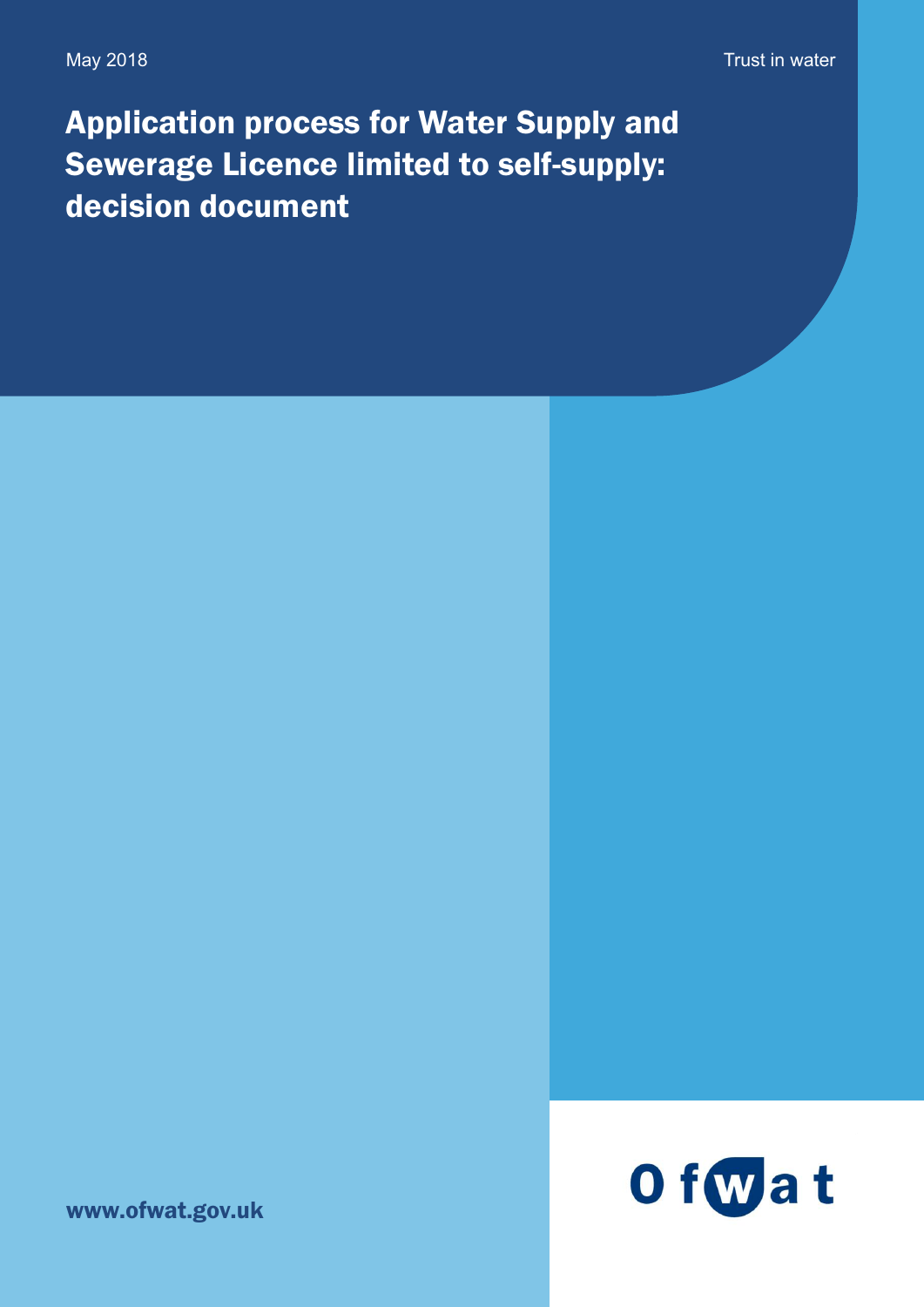May 2018

Trust in water

# Application process for Water Supply and Sewerage Licence limited to self-supply: decision document

www.ofwat.gov.uk

Ofwat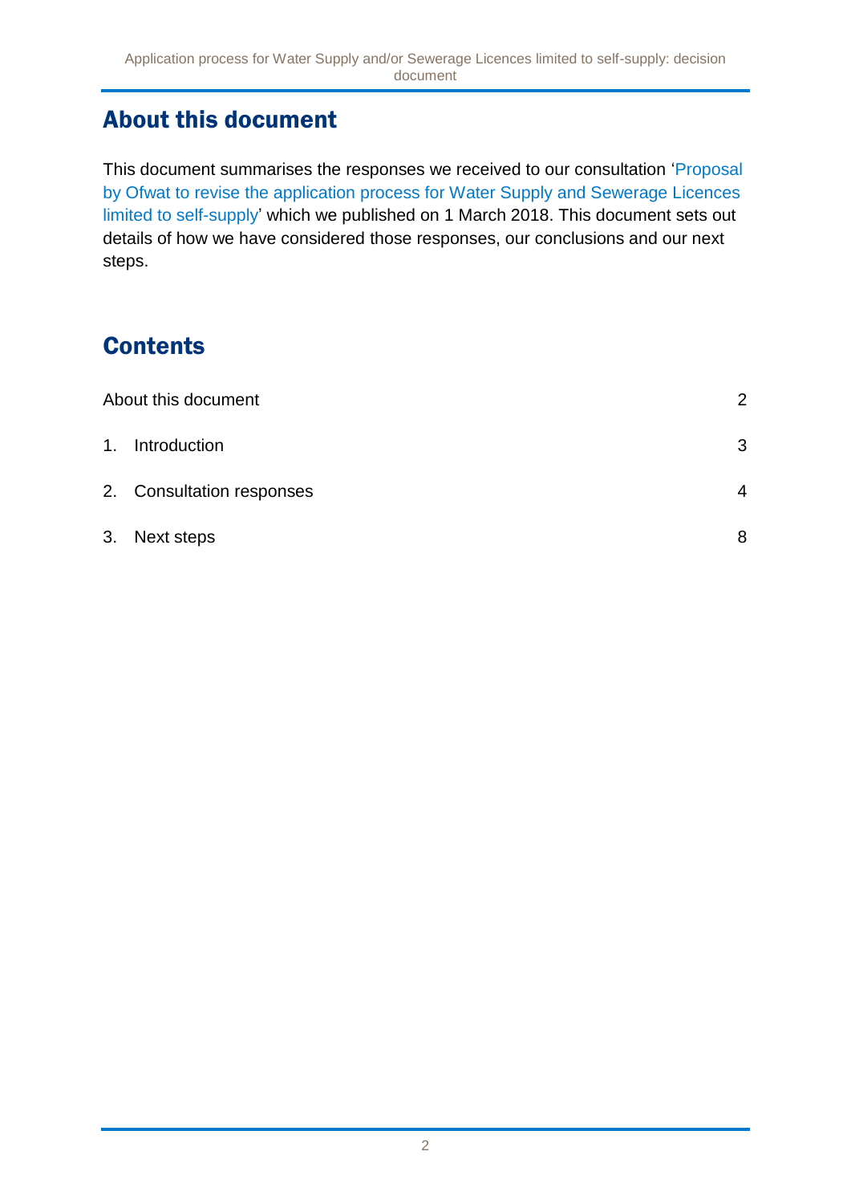## About this document

This document summarises the responses we received to our consultation 'Proposal by Ofwat to revise the application process for Water Supply and Sewerage Licences limited to self-supply' which we published on 1 March 2018. This document sets out details of how we have considered those responses, our conclusions and our next steps.

## Contents

| | |
|---|---|
| About this document | 2 |
| 1. Introduction | 3 |
| 2. Consultation responses | 4 |
| 3. Next steps | 8 |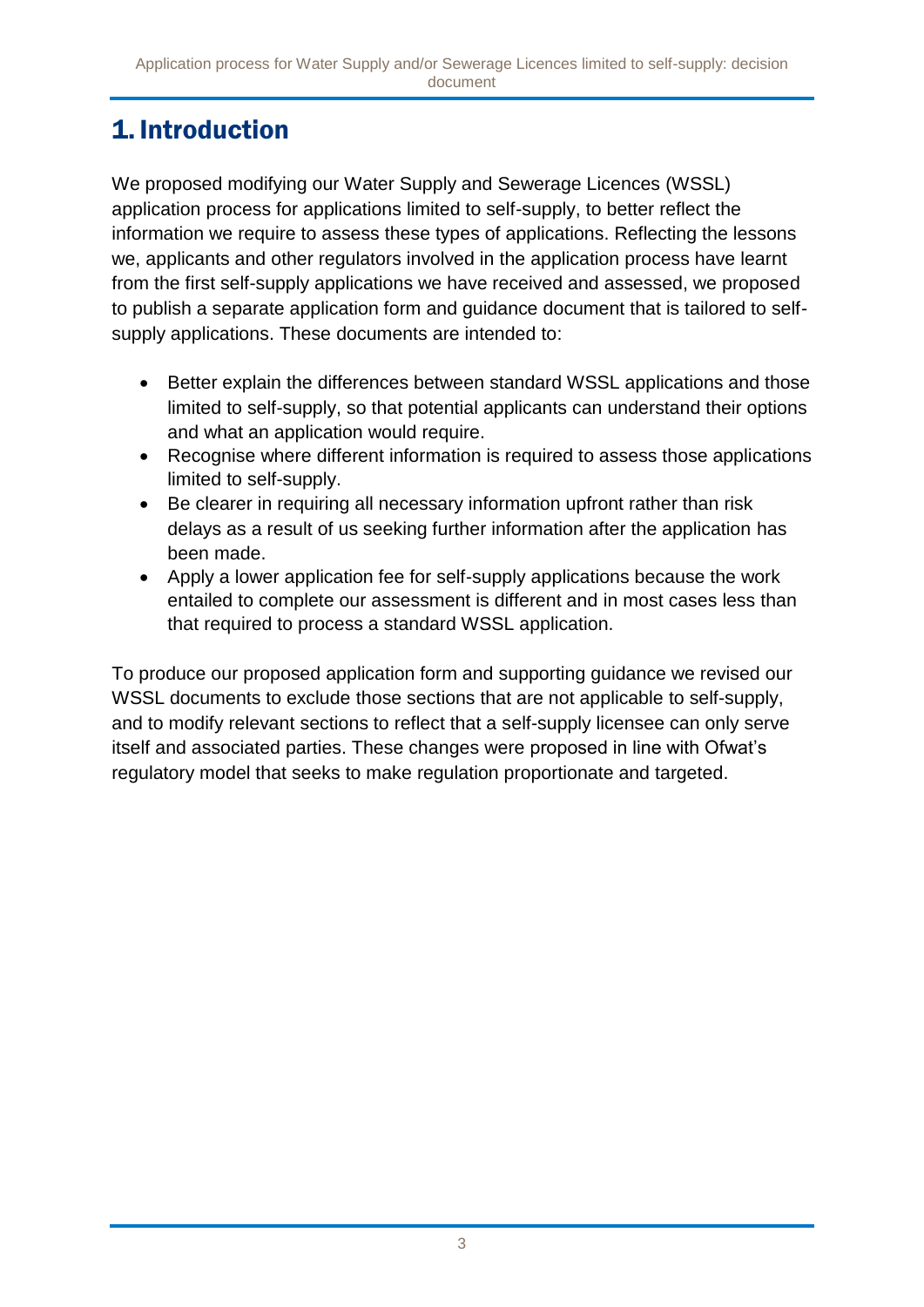# 1. Introduction

We proposed modifying our Water Supply and Sewerage Licences (WSSL) application process for applications limited to self-supply, to better reflect the information we require to assess these types of applications. Reflecting the lessons we, applicants and other regulators involved in the application process have learnt from the first self-supply applications we have received and assessed, we proposed to publish a separate application form and guidance document that is tailored to self-supply applications. These documents are intended to:

- Better explain the differences between standard WSSL applications and those limited to self-supply, so that potential applicants can understand their options and what an application would require.
- Recognise where different information is required to assess those applications limited to self-supply.
- Be clearer in requiring all necessary information upfront rather than risk delays as a result of us seeking further information after the application has been made.
- Apply a lower application fee for self-supply applications because the work entailed to complete our assessment is different and in most cases less than that required to process a standard WSSL application.

To produce our proposed application form and supporting guidance we revised our WSSL documents to exclude those sections that are not applicable to self-supply, and to modify relevant sections to reflect that a self-supply licensee can only serve itself and associated parties. These changes were proposed in line with Ofwat's regulatory model that seeks to make regulation proportionate and targeted.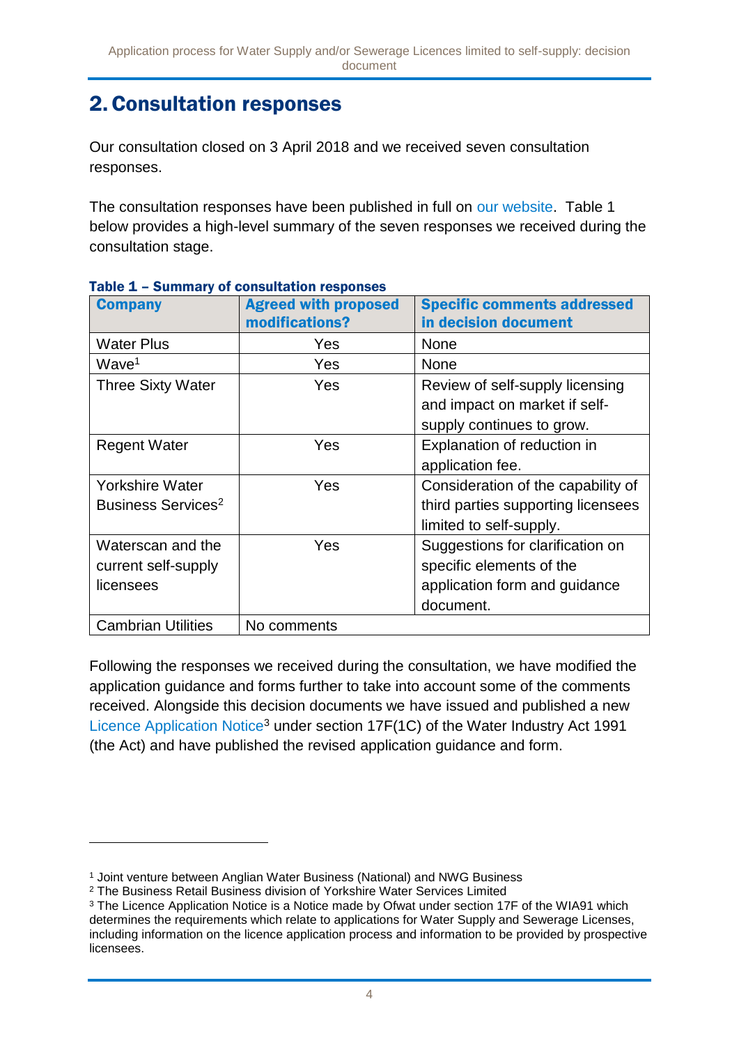# 2. Consultation responses

Our consultation closed on 3 April 2018 and we received seven consultation responses.

The consultation responses have been published in full on our website. Table 1 below provides a high-level summary of the seven responses we received during the consultation stage.

**Table 1 – Summary of consultation responses**

| Company | Agreed with proposed modifications? | Specific comments addressed in decision document |
|---|---|---|
| Water Plus | Yes | None |
| Wave[1] | Yes | None |
| Three Sixty Water | Yes | Review of self-supply licensing and impact on market if self-supply continues to grow. |
| Regent Water | Yes | Explanation of reduction in application fee. |
| Yorkshire Water Business Services[2] | Yes | Consideration of the capability of third parties supporting licensees limited to self-supply. |
| Waterscan and the current self-supply licensees | Yes | Suggestions for clarification on specific elements of the application form and guidance document. |
| Cambrian Utilities | No comments | |

Following the responses we received during the consultation, we have modified the application guidance and forms further to take into account some of the comments received. Alongside this decision documents we have issued and published a new Licence Application Notice[3] under section 17F(1C) of the Water Industry Act 1991 (the Act) and have published the revised application guidance and form.

[1] Joint venture between Anglian Water Business (National) and NWG Business

[2] The Business Retail Business division of Yorkshire Water Services Limited

[3] The Licence Application Notice is a Notice made by Ofwat under section 17F of the WIA91 which determines the requirements which relate to applications for Water Supply and Sewerage Licenses, including information on the licence application process and information to be provided by prospective licensees.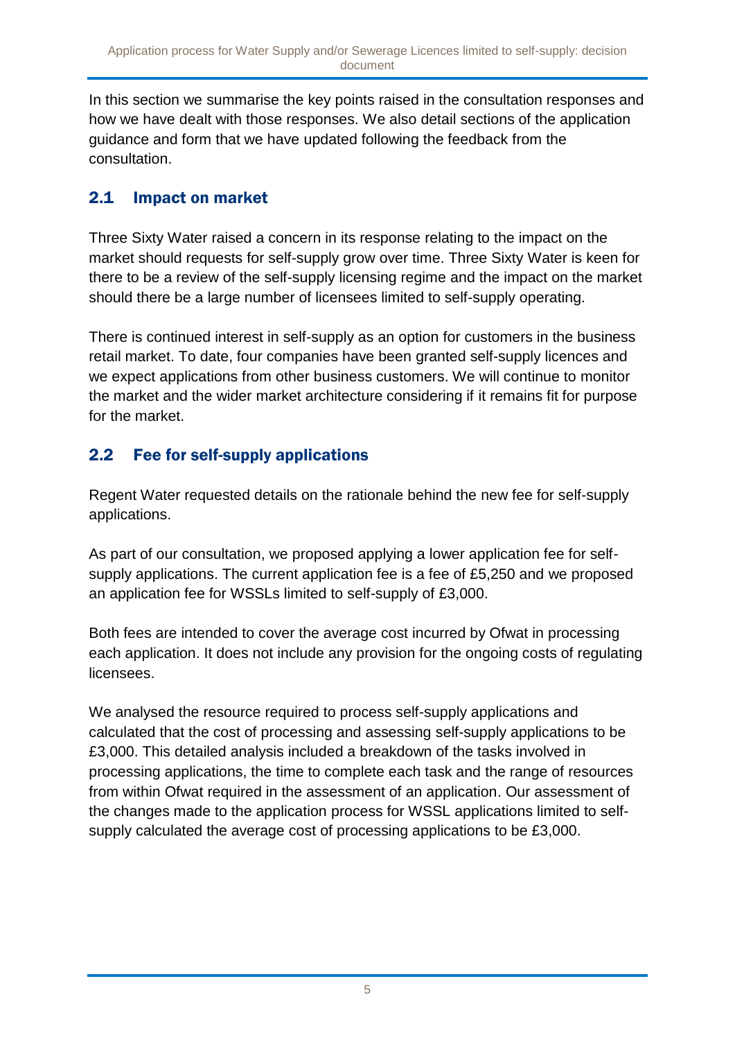In this section we summarise the key points raised in the consultation responses and how we have dealt with those responses. We also detail sections of the application guidance and form that we have updated following the feedback from the consultation.

## 2.1 Impact on market

Three Sixty Water raised a concern in its response relating to the impact on the market should requests for self-supply grow over time. Three Sixty Water is keen for there to be a review of the self-supply licensing regime and the impact on the market should there be a large number of licensees limited to self-supply operating.

There is continued interest in self-supply as an option for customers in the business retail market. To date, four companies have been granted self-supply licences and we expect applications from other business customers. We will continue to monitor the market and the wider market architecture considering if it remains fit for purpose for the market.

## 2.2 Fee for self-supply applications

Regent Water requested details on the rationale behind the new fee for self-supply applications.

As part of our consultation, we proposed applying a lower application fee for self-supply applications. The current application fee is a fee of £5,250 and we proposed an application fee for WSSLs limited to self-supply of £3,000.

Both fees are intended to cover the average cost incurred by Ofwat in processing each application. It does not include any provision for the ongoing costs of regulating licensees.

We analysed the resource required to process self-supply applications and calculated that the cost of processing and assessing self-supply applications to be £3,000. This detailed analysis included a breakdown of the tasks involved in processing applications, the time to complete each task and the range of resources from within Ofwat required in the assessment of an application. Our assessment of the changes made to the application process for WSSL applications limited to self-supply calculated the average cost of processing applications to be £3,000.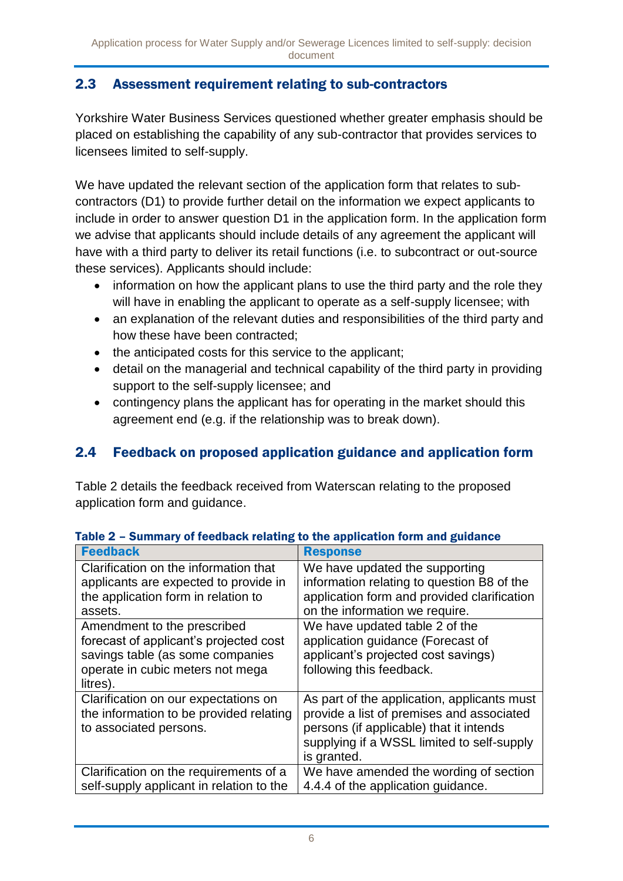## 2.3 Assessment requirement relating to sub-contractors

Yorkshire Water Business Services questioned whether greater emphasis should be placed on establishing the capability of any sub-contractor that provides services to licensees limited to self-supply.

We have updated the relevant section of the application form that relates to sub-contractors (D1) to provide further detail on the information we expect applicants to include in order to answer question D1 in the application form. In the application form we advise that applicants should include details of any agreement the applicant will have with a third party to deliver its retail functions (i.e. to subcontract or out-source these services). Applicants should include:

- information on how the applicant plans to use the third party and the role they will have in enabling the applicant to operate as a self-supply licensee; with
- an explanation of the relevant duties and responsibilities of the third party and how these have been contracted;
- the anticipated costs for this service to the applicant;
- detail on the managerial and technical capability of the third party in providing support to the self-supply licensee; and
- contingency plans the applicant has for operating in the market should this agreement end (e.g. if the relationship was to break down).

## 2.4 Feedback on proposed application guidance and application form

Table 2 details the feedback received from Waterscan relating to the proposed application form and guidance.

**Table 2 – Summary of feedback relating to the application form and guidance**

| Feedback | Response |
|---|---|
| Clarification on the information that applicants are expected to provide in the application form in relation to assets. | We have updated the supporting information relating to question B8 of the application form and provided clarification on the information we require. |
| Amendment to the prescribed forecast of applicant's projected cost savings table (as some companies operate in cubic meters not mega litres). | We have updated table 2 of the application guidance (Forecast of applicant's projected cost savings) following this feedback. |
| Clarification on our expectations on the information to be provided relating to associated persons. | As part of the application, applicants must provide a list of premises and associated persons (if applicable) that it intends supplying if a WSSL limited to self-supply is granted. |
| Clarification on the requirements of a self-supply applicant in relation to the | We have amended the wording of section 4.4.4 of the application guidance. |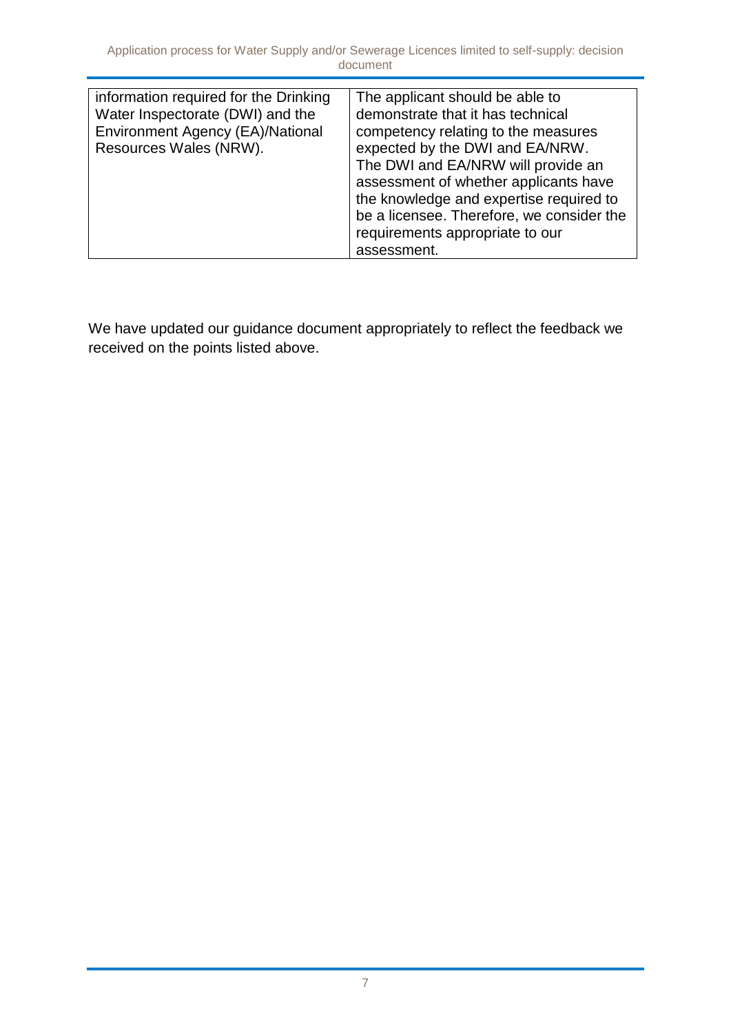| | |
|---|---|
| information required for the Drinking Water Inspectorate (DWI) and the Environment Agency (EA)/National Resources Wales (NRW). | The applicant should be able to demonstrate that it has technical competency relating to the measures expected by the DWI and EA/NRW. The DWI and EA/NRW will provide an assessment of whether applicants have the knowledge and expertise required to be a licensee. Therefore, we consider the requirements appropriate to our assessment. |

We have updated our guidance document appropriately to reflect the feedback we received on the points listed above.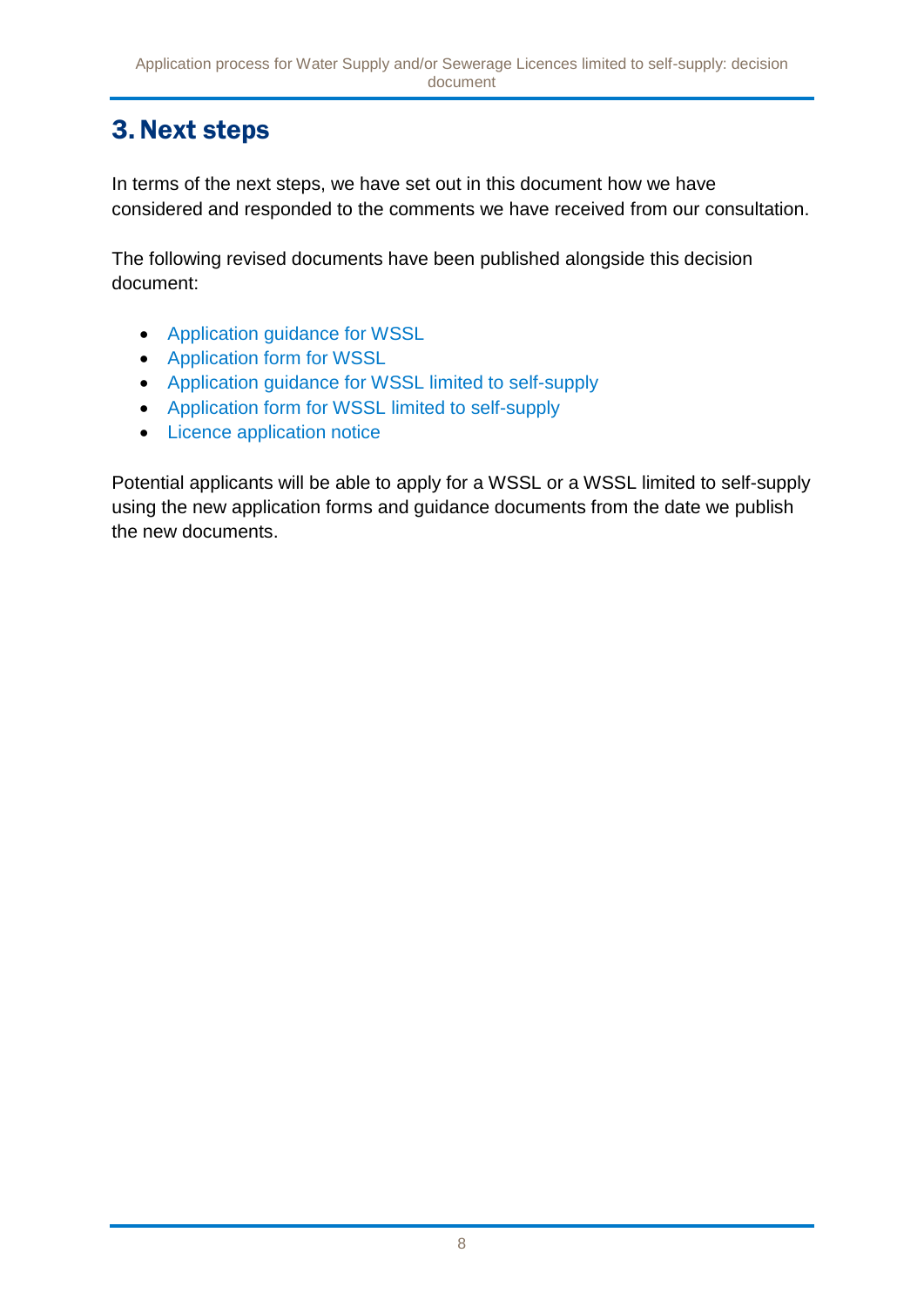# 3. Next steps

In terms of the next steps, we have set out in this document how we have considered and responded to the comments we have received from our consultation.

The following revised documents have been published alongside this decision document:

- Application guidance for WSSL
- Application form for WSSL
- Application guidance for WSSL limited to self-supply
- Application form for WSSL limited to self-supply
- Licence application notice

Potential applicants will be able to apply for a WSSL or a WSSL limited to self-supply using the new application forms and guidance documents from the date we publish the new documents.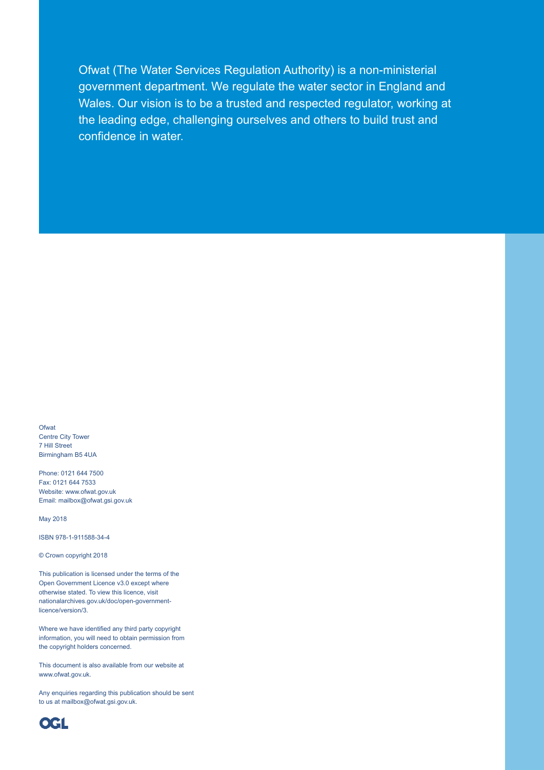Ofwat (The Water Services Regulation Authority) is a non-ministerial government department. We regulate the water sector in England and Wales. Our vision is to be a trusted and respected regulator, working at the leading edge, challenging ourselves and others to build trust and confidence in water.

Ofwat
Centre City Tower
7 Hill Street
Birmingham B5 4UA

Phone: 0121 644 7500
Fax: 0121 644 7533
Website: www.ofwat.gov.uk
Email: mailbox@ofwat.gsi.gov.uk

May 2018

ISBN 978-1-911588-34-4

© Crown copyright 2018

This publication is licensed under the terms of the Open Government Licence v3.0 except where otherwise stated. To view this licence, visit nationalarchives.gov.uk/doc/open-government-licence/version/3.

Where we have identified any third party copyright information, you will need to obtain permission from the copyright holders concerned.

This document is also available from our website at www.ofwat.gov.uk.

Any enquiries regarding this publication should be sent to us at mailbox@ofwat.gsi.gov.uk.

OGL